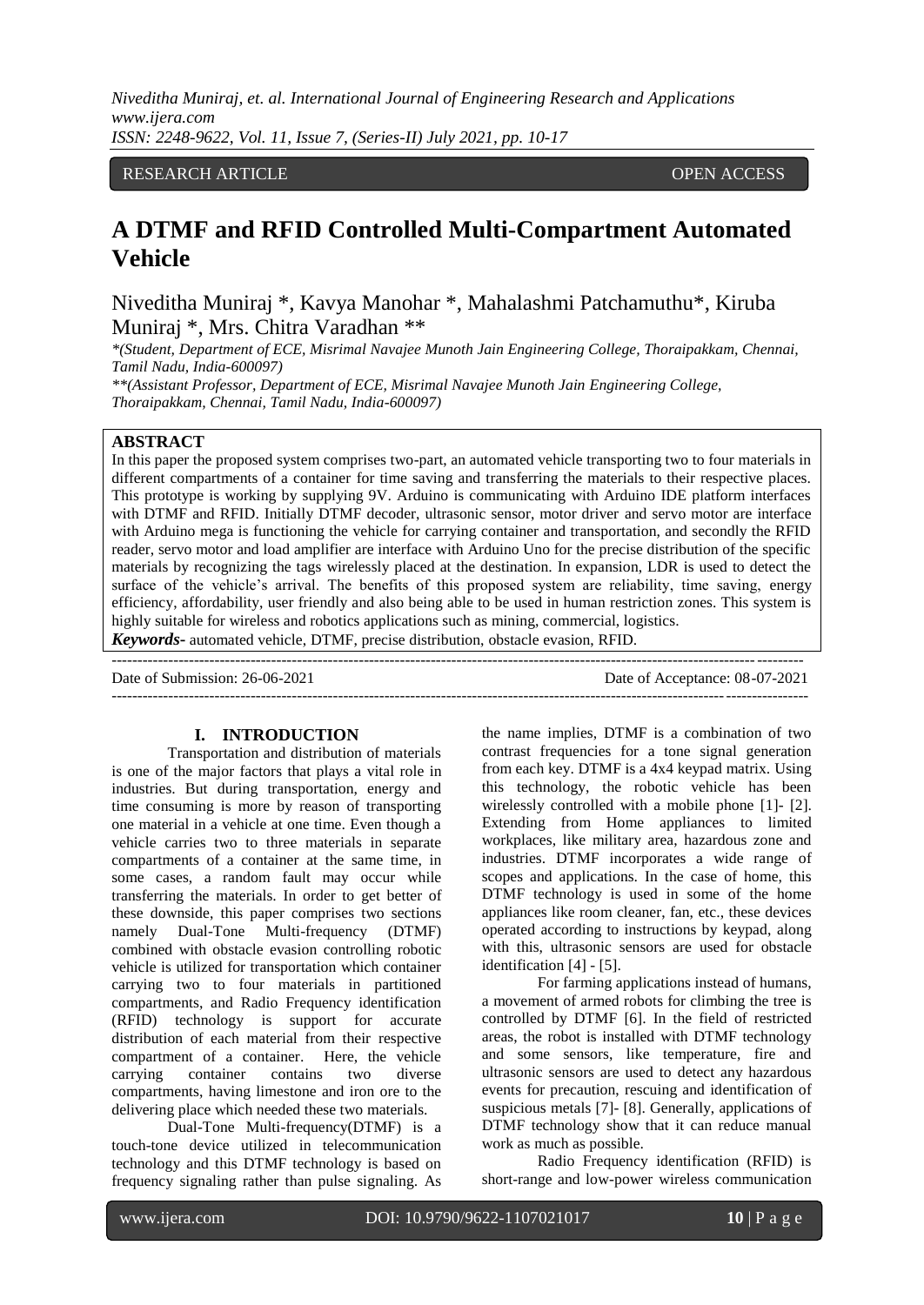RESEARCH ARTICLE OPEN ACCESS

# A DTMF and RFID Controlled Multi-Compartment Automated Vehicle

Niveditha Muniraj *, Kavya Manohar *, Mahalashmi Patchamuthu*, Kiruba Muniraj *, Mrs. Chitra Varadhan **

*(Student, Department of ECE, Misrimal Navajee Munoth Jain Engineering College, Thoraipakkam, Chennai, Tamil Nadu, India-600097)

**(Assistant Professor, Department of ECE, Misrimal Navajee Munoth Jain Engineering College, Thoraipakkam, Chennai, Tamil Nadu, India-600097)

## ABSTRACT

In this paper the proposed system comprises two-part, an automated vehicle transporting two to four materials in different compartments of a container for time saving and transferring the materials to their respective places. This prototype is working by supplying 9V. Arduino is communicating with Arduino IDE platform interfaces with DTMF and RFID. Initially DTMF decoder, ultrasonic sensor, motor driver and servo motor are interface with Arduino mega is functioning the vehicle for carrying container and transportation, and secondly the RFID reader, servo motor and load amplifier are interface with Arduino Uno for the precise distribution of the specific materials by recognizing the tags wirelessly placed at the destination. In expansion, LDR is used to detect the surface of the vehicle's arrival. The benefits of this proposed system are reliability, time saving, energy efficiency, affordability, user friendly and also being able to be used in human restriction zones. This system is highly suitable for wireless and robotics applications such as mining, commercial, logistics.

***Keywords-*** automated vehicle, DTMF, precise distribution, obstacle evasion, RFID.

Date of Submission: 26-06-2021 Date of Acceptance: 08-07-2021

## I. INTRODUCTION

Transportation and distribution of materials is one of the major factors that plays a vital role in industries. But during transportation, energy and time consuming is more by reason of transporting one material in a vehicle at one time. Even though a vehicle carries two to three materials in separate compartments of a container at the same time, in some cases, a random fault may occur while transferring the materials. In order to get better of these downside, this paper comprises two sections namely Dual-Tone Multi-frequency (DTMF) combined with obstacle evasion controlling robotic vehicle is utilized for transportation which container carrying two to four materials in partitioned compartments, and Radio Frequency identification (RFID) technology is support for accurate distribution of each material from their respective compartment of a container. Here, the vehicle carrying container contains two diverse compartments, having limestone and iron ore to the delivering place which needed these two materials.

Dual-Tone Multi-frequency(DTMF) is a touch-tone device utilized in telecommunication technology and this DTMF technology is based on frequency signaling rather than pulse signaling. As the name implies, DTMF is a combination of two contrast frequencies for a tone signal generation from each key. DTMF is a 4x4 keypad matrix. Using this technology, the robotic vehicle has been wirelessly controlled with a mobile phone [1]- [2]. Extending from Home appliances to limited workplaces, like military area, hazardous zone and industries. DTMF incorporates a wide range of scopes and applications. In the case of home, this DTMF technology is used in some of the home appliances like room cleaner, fan, etc., these devices operated according to instructions by keypad, along with this, ultrasonic sensors are used for obstacle identification [4] - [5].

For farming applications instead of humans, a movement of armed robots for climbing the tree is controlled by DTMF [6]. In the field of restricted areas, the robot is installed with DTMF technology and some sensors, like temperature, fire and ultrasonic sensors are used to detect any hazardous events for precaution, rescuing and identification of suspicious metals [7]- [8]. Generally, applications of DTMF technology show that it can reduce manual work as much as possible.

Radio Frequency identification (RFID) is short-range and low-power wireless communication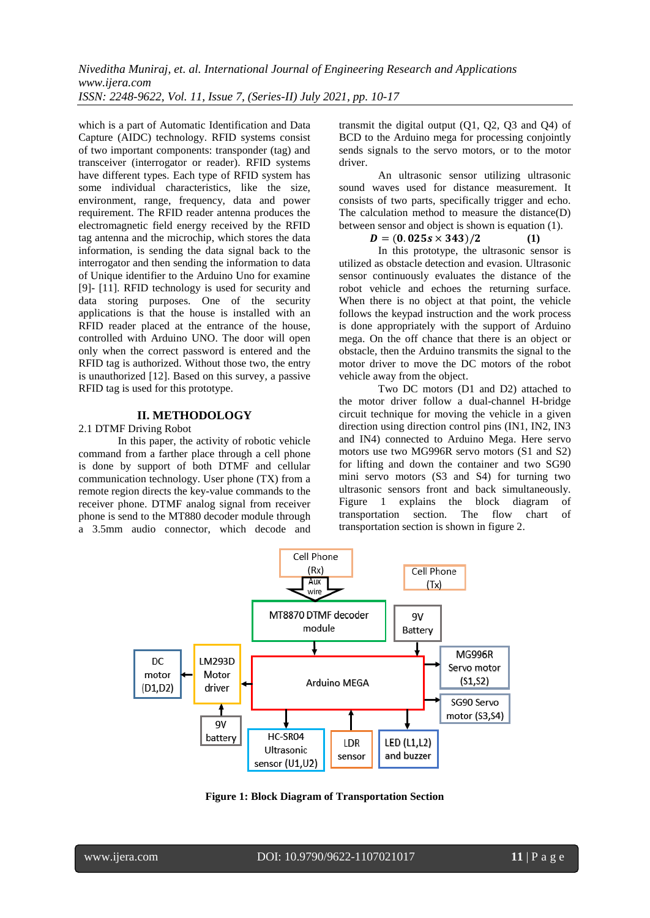which is a part of Automatic Identification and Data Capture (AIDC) technology. RFID systems consist of two important components: transponder (tag) and transceiver (interrogator or reader). RFID systems have different types. Each type of RFID system has some individual characteristics, like the size, environment, range, frequency, data and power requirement. The RFID reader antenna produces the electromagnetic field energy received by the RFID tag antenna and the microchip, which stores the data information, is sending the data signal back to the interrogator and then sending the information to data of Unique identifier to the Arduino Uno for examine [9]- [11]. RFID technology is used for security and data storing purposes. One of the security applications is that the house is installed with an RFID reader placed at the entrance of the house, controlled with Arduino UNO. The door will open only when the correct password is entered and the RFID tag is authorized. Without those two, the entry is unauthorized [12]. Based on this survey, a passive RFID tag is used for this prototype.

## II. METHODOLOGY

### 2.1 DTMF Driving Robot

In this paper, the activity of robotic vehicle command from a farther place through a cell phone is done by support of both DTMF and cellular communication technology. User phone (TX) from a remote region directs the key-value commands to the receiver phone. DTMF analog signal from receiver phone is send to the MT880 decoder module through a 3.5mm audio connector, which decode and transmit the digital output (Q1, Q2, Q3 and Q4) of BCD to the Arduino mega for processing conjointly sends signals to the servo motors, or to the motor driver.

An ultrasonic sensor utilizing ultrasonic sound waves used for distance measurement. It consists of two parts, specifically trigger and echo. The calculation method to measure the distance(D) between sensor and object is shown is equation (1).

$$\boldsymbol{D} = (\mathbf{0.025}\boldsymbol{s} \times \mathbf{343})/\mathbf{2} \qquad \textbf{(1)}$$

In this prototype, the ultrasonic sensor is utilized as obstacle detection and evasion. Ultrasonic sensor continuously evaluates the distance of the robot vehicle and echoes the returning surface. When there is no object at that point, the vehicle follows the keypad instruction and the work process is done appropriately with the support of Arduino mega. On the off chance that there is an object or obstacle, then the Arduino transmits the signal to the motor driver to move the DC motors of the robot vehicle away from the object.

Two DC motors (D1 and D2) attached to the motor driver follow a dual-channel H-bridge circuit technique for moving the vehicle in a given direction using direction control pins (IN1, IN2, IN3 and IN4) connected to Arduino Mega. Here servo motors use two MG996R servo motors (S1 and S2) for lifting and down the container and two SG90 mini servo motors (S3 and S4) for turning two ultrasonic sensors front and back simultaneously. Figure 1 explains the block diagram of transportation section. The flow chart of transportation section is shown in figure 2.

**Figure 1: Block Diagram of Transportation Section**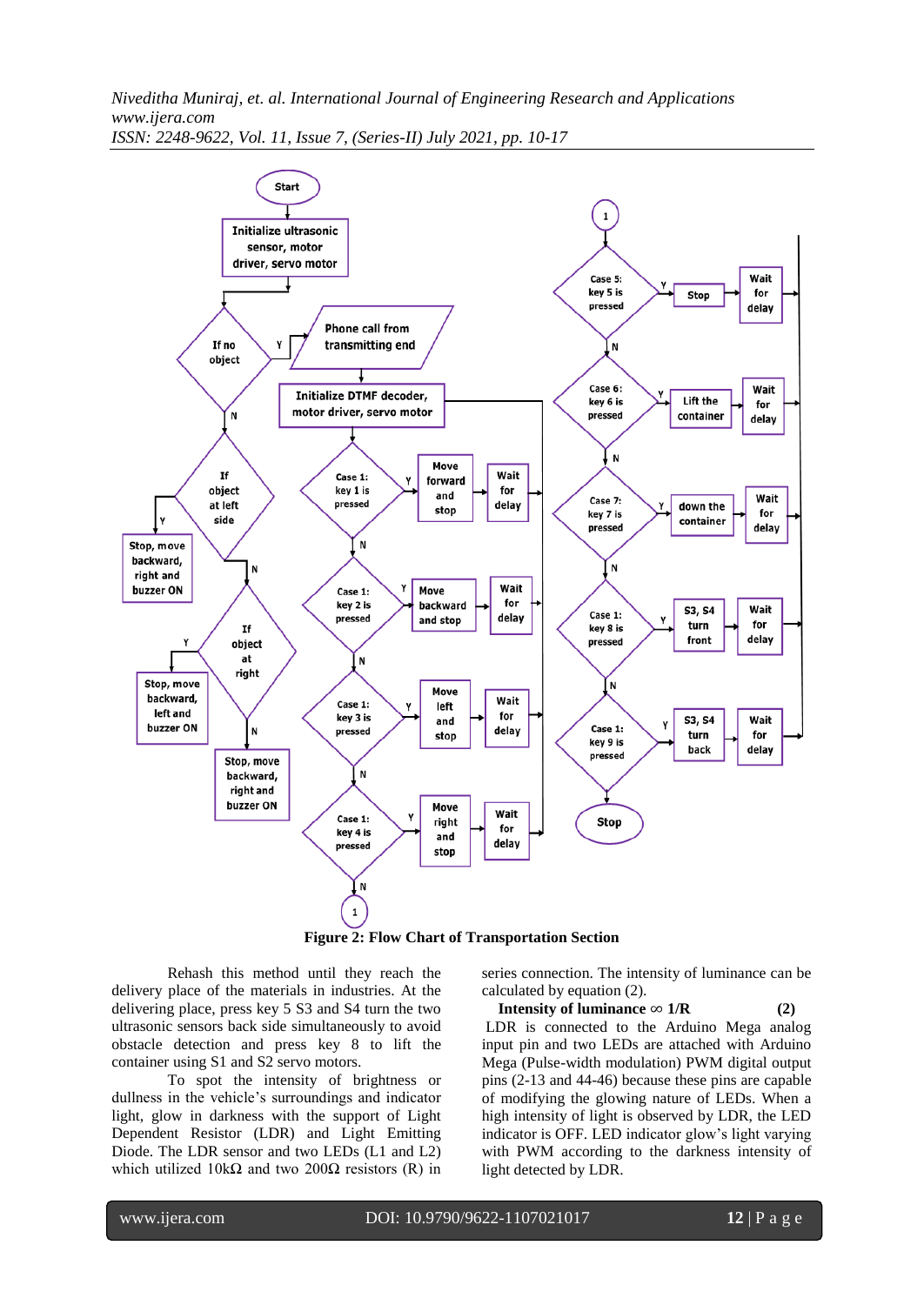Figure 2: Flow Chart of Transportation Section

Rehash this method until they reach the delivery place of the materials in industries. At the delivering place, press key 5 S3 and S4 turn the two ultrasonic sensors back side simultaneously to avoid obstacle detection and press key 8 to lift the container using S1 and S2 servo motors.

To spot the intensity of brightness or dullness in the vehicle's surroundings and indicator light, glow in darkness with the support of Light Dependent Resistor (LDR) and Light Emitting Diode. The LDR sensor and two LEDs (L1 and L2) which utilized 10kΩ and two 200Ω resistors (R) in series connection. The intensity of luminance can be calculated by equation (2).

**Intensity of luminance ∞ 1/R (2)**

LDR is connected to the Arduino Mega analog input pin and two LEDs are attached with Arduino Mega (Pulse-width modulation) PWM digital output pins (2-13 and 44-46) because these pins are capable of modifying the glowing nature of LEDs. When a high intensity of light is observed by LDR, the LED indicator is OFF. LED indicator glow's light varying with PWM according to the darkness intensity of light detected by LDR.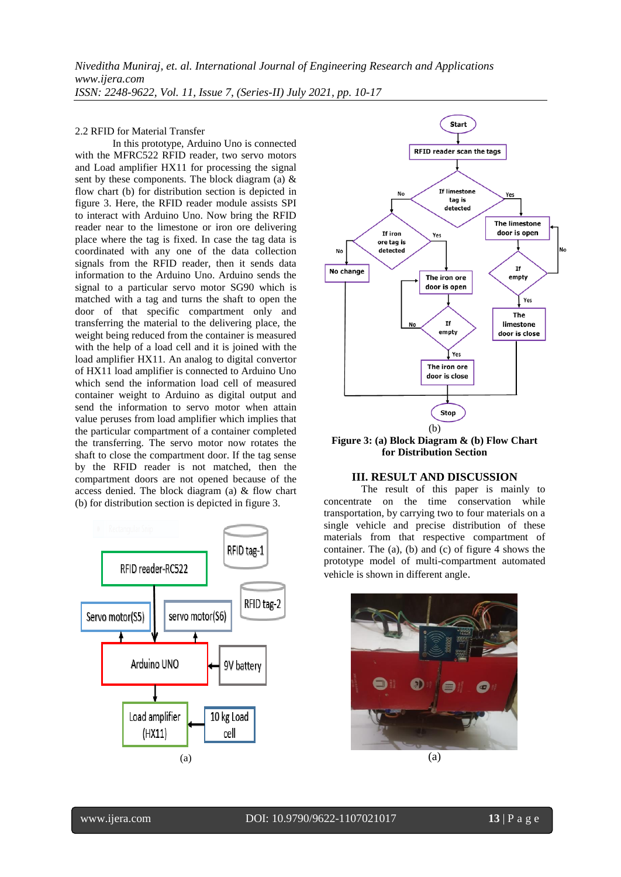2.2 RFID for Material Transfer

In this prototype, Arduino Uno is connected with the MFRC522 RFID reader, two servo motors and Load amplifier HX11 for processing the signal sent by these components. The block diagram (a) & flow chart (b) for distribution section is depicted in figure 3. Here, the RFID reader module assists SPI to interact with Arduino Uno. Now bring the RFID reader near to the limestone or iron ore delivering place where the tag is fixed. In case the tag data is coordinated with any one of the data collection signals from the RFID reader, then it sends data information to the Arduino Uno. Arduino sends the signal to a particular servo motor SG90 which is matched with a tag and turns the shaft to open the door of that specific compartment only and transferring the material to the delivering place, the weight being reduced from the container is measured with the help of a load cell and it is joined with the load amplifier HX11. An analog to digital convertor of HX11 load amplifier is connected to Arduino Uno which send the information load cell of measured container weight to Arduino as digital output and send the information to servo motor when attain value peruses from load amplifier which implies that the particular compartment of a container completed because of the transferring. The servo motor now rotates the shaft to close the compartment door. If the tag sense by the RFID reader is not matched, then the compartment doors are not opened because of the access denied. The block diagram (a) & flow chart (b) for distribution section is depicted in figure 3.

(a)

(b)

**Figure 3: (a) Block Diagram & (b) Flow Chart for Distribution Section**

## III. RESULT AND DISCUSSION

The result of this paper is mainly to concentrate on the time conservation while transportation, by carrying two to four materials on a single vehicle and precise distribution of these materials from that respective compartment of container. The (a), (b) and (c) of figure 4 shows the prototype model of multi-compartment automated vehicle is shown in different angle.

(a)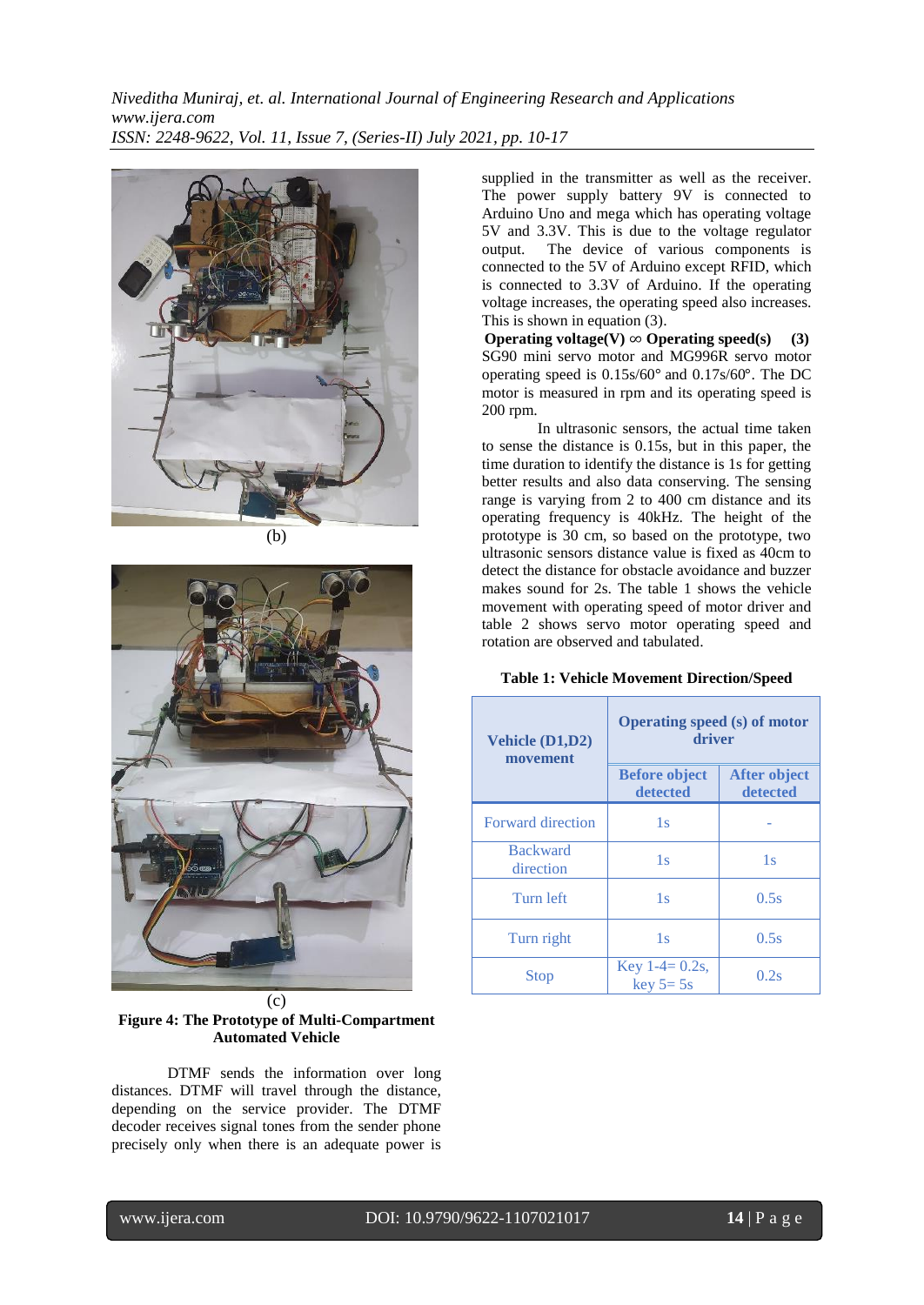(b)

(c)

**Figure 4: The Prototype of Multi-Compartment Automated Vehicle**

DTMF sends the information over long distances. DTMF will travel through the distance, depending on the service provider. The DTMF decoder receives signal tones from the sender phone precisely only when there is an adequate power is supplied in the transmitter as well as the receiver. The power supply battery 9V is connected to Arduino Uno and mega which has operating voltage 5V and 3.3V. This is due to the voltage regulator output. The device of various components is connected to the 5V of Arduino except RFID, which is connected to 3.3V of Arduino. If the operating voltage increases, the operating speed also increases. This is shown in equation (3).

$$\textbf{Operating voltage(V)} \propto \textbf{Operating speed(s)} \quad \textbf{(3)}$$

SG90 mini servo motor and MG996R servo motor operating speed is 0.15s/60° and 0.17s/60°. The DC motor is measured in rpm and its operating speed is 200 rpm.

In ultrasonic sensors, the actual time taken to sense the distance is 0.15s, but in this paper, the time duration to identify the distance is 1s for getting better results and also data conserving. The sensing range is varying from 2 to 400 cm distance and its operating frequency is 40kHz. The height of the prototype is 30 cm, so based on the prototype, two ultrasonic sensors distance value is fixed as 40cm to detect the distance for obstacle avoidance and buzzer makes sound for 2s. The table 1 shows the vehicle movement with operating speed of motor driver and table 2 shows servo motor operating speed and rotation are observed and tabulated.

**Table 1: Vehicle Movement Direction/Speed**

| Vehicle (D1,D2) movement | Operating speed (s) of motor driver | |
|---|---|---|
| | Before object detected | After object detected |
| Forward direction | 1s | - |
| Backward direction | 1s | 1s |
| Turn left | 1s | 0.5s |
| Turn right | 1s | 0.5s |
| Stop | Key 1-4= 0.2s, key 5= 5s | 0.2s |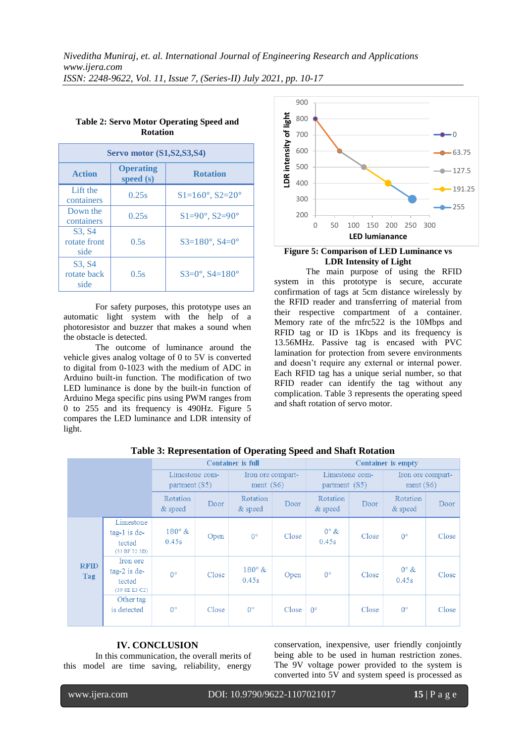**Table 2: Servo Motor Operating Speed and Rotation**

| Servo motor (S1,S2,S3,S4) | | |
|---|---|---|
| **Action** | **Operating speed (s)** | **Rotation** |
| Lift the containers | 0.25s | S1=160°, S2=20° |
| Down the containers | 0.25s | S1=90°, S2=90° |
| S3, S4 rotate front side | 0.5s | S3=180°, S4=0° |
| S3, S4 rotate back side | 0.5s | S3=0°, S4=180° |

For safety purposes, this prototype uses an automatic light system with the help of a photoresistor and buzzer that makes a sound when the obstacle is detected.

The outcome of luminance around the vehicle gives analog voltage of 0 to 5V is converted to digital from 0-1023 with the medium of ADC in Arduino built-in function. The modification of two LED luminance is done by the built-in function of Arduino Mega specific pins using PWM ranges from 0 to 255 and its frequency is 490Hz. Figure 5 compares the LED luminance and LDR intensity of light.

**Figure 5: Comparison of LED Luminance vs LDR Intensity of Light**

The main purpose of using the RFID system in this prototype is secure, accurate confirmation of tags at 5cm distance wirelessly by the RFID reader and transferring of material from their respective compartment of a container. Memory rate of the mfrc522 is the 10Mbps and RFID tag or ID is 1Kbps and its frequency is 13.56MHz. Passive tag is encased with PVC lamination for protection from severe environments and doesn't require any external or internal power. Each RFID tag has a unique serial number, so that RFID reader can identify the tag without any complication. Table 3 represents the operating speed and shaft rotation of servo motor.

**Table 3: Representation of Operating Speed and Shaft Rotation**

| | | Container is full | | | | Container is empty | | | |
|---|---|---|---|---|---|---|---|---|---|
| | | Limestone compartment (S5) | | Iron ore compartment (S6) | | Limestone compartment (S5) | | Iron ore compartment (S6) | |
| | | Rotation & speed | Door | Rotation & speed | Door | Rotation & speed | Door | Rotation & speed | Door |
| RFID Tag | Limestone tag-1 is detected (33 BF 72 3D) | 180° & 0.45s | Open | 0° | Close | 0° & 0.45s | Close | 0° | Close |
| | Iron ore tag-2 is detected (39 8E E3 C2) | 0° | Close | 180° & 0.45s | Open | 0° | Close | 0° & 0.45s | Close |
| | Other tag is detected | 0° | Close | 0° | Close | 0° | Close | 0° | Close |

## IV. CONCLUSION

In this communication, the overall merits of this model are time saving, reliability, energy conservation, inexpensive, user friendly conjointly being able to be used in human restriction zones. The 9V voltage power provided to the system is converted into 5V and system speed is processed as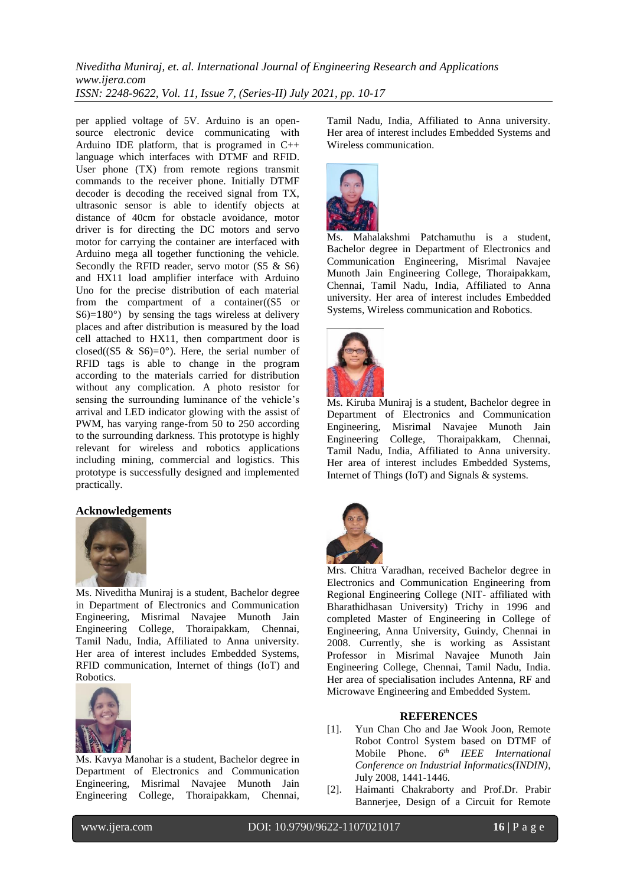per applied voltage of 5V. Arduino is an open-source electronic device communicating with Arduino IDE platform, that is programed in C++ language which interfaces with DTMF and RFID. User phone (TX) from remote regions transmit commands to the receiver phone. Initially DTMF decoder is decoding the received signal from TX, ultrasonic sensor is able to identify objects at distance of 40cm for obstacle avoidance, motor driver is for directing the DC motors and servo motor for carrying the container are interfaced with Arduino mega all together functioning the vehicle. Secondly the RFID reader, servo motor (S5 & S6) and HX11 load amplifier interface with Arduino Uno for the precise distribution of each material from the compartment of a container((S5 or S6)=180°) by sensing the tags wireless at delivery places and after distribution is measured by the load cell attached to HX11, then compartment door is closed((S5 & S6)=0°). Here, the serial number of RFID tags is able to change in the program according to the materials carried for distribution without any complication. A photo resistor for sensing the surrounding luminance of the vehicle's arrival and LED indicator glowing with the assist of PWM, has varying range-from 50 to 250 according to the surrounding darkness. This prototype is highly relevant for wireless and robotics applications including mining, commercial and logistics. This prototype is successfully designed and implemented practically.

## Acknowledgements

Ms. Niveditha Muniraj is a student, Bachelor degree in Department of Electronics and Communication Engineering, Misrimal Navajee Munoth Jain Engineering College, Thoraipakkam, Chennai, Tamil Nadu, India, Affiliated to Anna university. Her area of interest includes Embedded Systems, RFID communication, Internet of things (IoT) and Robotics.

Ms. Kavya Manohar is a student, Bachelor degree in Department of Electronics and Communication Engineering, Misrimal Navajee Munoth Jain Engineering College, Thoraipakkam, Chennai, Tamil Nadu, India, Affiliated to Anna university. Her area of interest includes Embedded Systems and Wireless communication.

Ms. Mahalakshmi Patchamuthu is a student, Bachelor degree in Department of Electronics and Communication Engineering, Misrimal Navajee Munoth Jain Engineering College, Thoraipakkam, Chennai, Tamil Nadu, India, Affiliated to Anna university. Her area of interest includes Embedded Systems, Wireless communication and Robotics.

Ms. Kiruba Muniraj is a student, Bachelor degree in Department of Electronics and Communication Engineering, Misrimal Navajee Munoth Jain Engineering College, Thoraipakkam, Chennai, Tamil Nadu, India, Affiliated to Anna university. Her area of interest includes Embedded Systems, Internet of Things (IoT) and Signals & systems.

Mrs. Chitra Varadhan, received Bachelor degree in Electronics and Communication Engineering from Regional Engineering College (NIT- affiliated with Bharathidhasan University) Trichy in 1996 and completed Master of Engineering in College of Engineering, Anna University, Guindy, Chennai in 2008. Currently, she is working as Assistant Professor in Misrimal Navajee Munoth Jain Engineering College, Chennai, Tamil Nadu, India. Her area of specialisation includes Antenna, RF and Microwave Engineering and Embedded System.

## REFERENCES

[1]. Yun Chan Cho and Jae Wook Joon, Remote Robot Control System based on DTMF of Mobile Phone. *6th IEEE International Conference on Industrial Informatics(INDIN)*, July 2008, 1441-1446.

[2]. Haimanti Chakraborty and Prof.Dr. Prabir Bannerjee, Design of a Circuit for Remote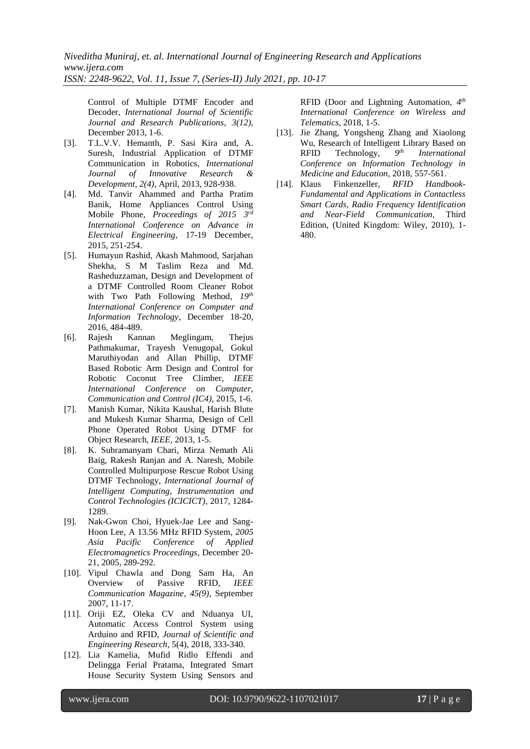Control of Multiple DTMF Encoder and Decoder, *International Journal of Scientific Journal and Research Publications, 3(12)*, December 2013, 1-6.

[3]. T.L.V.V. Hemanth, P. Sasi Kira and, A. Suresh, Industrial Application of DTMF Communication in Robotics, *International Journal of Innovative Research & Development, 2(4)*, April, 2013, 928-938.

[4]. Md. Tanvir Ahammed and Partha Pratim Banik, Home Appliances Control Using Mobile Phone, *Proceedings of 2015 3rd International Conference on Advance in Electrical Engineering*, 17-19 December, 2015, 251-254.

[5]. Humayun Rashid, Akash Mahmood, Sarjahan Shekha, S M Taslim Reza and Md. Rasheduzzaman, Design and Development of a DTMF Controlled Room Cleaner Robot with Two Path Following Method, *19th International Conference on Computer and Information Technology*, December 18-20, 2016, 484-489.

[6]. Rajesh Kannan Meglingam, Thejus Pathmakumar, Trayesh Venugopal, Gokul Maruthiyodan and Allan Phillip, DTMF Based Robotic Arm Design and Control for Robotic Coconut Tree Climber, *IEEE International Conference on Computer, Communication and Control (IC4)*, 2015, 1-6.

[7]. Manish Kumar, Nikita Kaushal, Harish Blute and Mukesh Kumar Sharma, Design of Cell Phone Operated Robot Using DTMF for Object Research, *IEEE*, 2013, 1-5.

[8]. K. Subramanyam Chari, Mirza Nemath Ali Baig, Rakesh Ranjan and A. Naresh, Mobile Controlled Multipurpose Rescue Robot Using DTMF Technology, *International Journal of Intelligent Computing, Instrumentation and Control Technologies (ICICICT)*, 2017, 1284-1289.

[9]. Nak-Gwon Choi, Hyuek-Jae Lee and Sang-Hoon Lee, A 13.56 MHz RFID System, *2005 Asia Pacific Conference of Applied Electromagnetics Proceedings*, December 20-21, 2005, 289-292.

[10]. Vipul Chawla and Dong Sam Ha, An Overview of Passive RFID, *IEEE Communication Magazine, 45(9)*, September 2007, 11-17.

[11]. Oriji EZ, Oleka CV and Nduanya UI, Automatic Access Control System using Arduino and RFID, *Journal of Scientific and Engineering Research*, 5(4), 2018, 333-340.

[12]. Lia Kamelia, Mufid Ridlo Effendi and Delingga Ferial Pratama, Integrated Smart House Security System Using Sensors and RFID (Door and Lightning Automation, *4th International Conference on Wireless and Telematics*, 2018, 1-5.

[13]. Jie Zhang, Yongsheng Zhang and Xiaolong Wu, Research of Intelligent Library Based on RFID Technology, *9th International Conference on Information Technology in Medicine and Education*, 2018, 557-561.

[14]. Klaus Finkenzeller, *RFID Handbook-Fundamental and Applications in Contactless Smart Cards, Radio Frequency Identification and Near-Field Communication*, Third Edition, (United Kingdom: Wiley, 2010), 1-480.